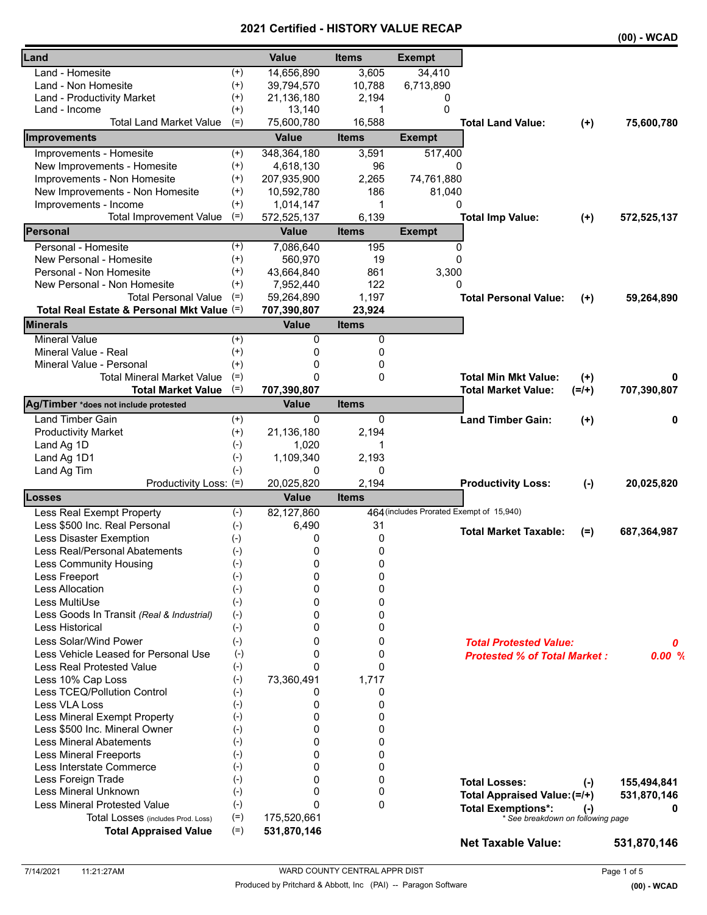# 2021 Certified - HISTORY VALUE RECAP

(00) - WCAD

| Land | | Value | Items | Exempt | | | |
|---|---|---|---|---|---|---|---|
| Land - Homesite | (+) | 14,656,890 | 3,605 | 34,410 | | | |
| Land - Non Homesite | (+) | 39,794,570 | 10,788 | 6,713,890 | | | |
| Land - Productivity Market | (+) | 21,136,180 | 2,194 | 0 | | | |
| Land - Income | (+) | 13,140 | 1 | 0 | | | |
| Total Land Market Value | (=) | 75,600,780 | 16,588 | | **Total Land Value:** | (+) | **75,600,780** |
| **Improvements** | | **Value** | **Items** | **Exempt** | | | |
| Improvements - Homesite | (+) | 348,364,180 | 3,591 | 517,400 | | | |
| New Improvements - Homesite | (+) | 4,618,130 | 96 | 0 | | | |
| Improvements - Non Homesite | (+) | 207,935,900 | 2,265 | 74,761,880 | | | |
| New Improvements - Non Homesite | (+) | 10,592,780 | 186 | 81,040 | | | |
| Improvements - Income | (+) | 1,014,147 | 1 | 0 | | | |
| Total Improvement Value | (=) | 572,525,137 | 6,139 | | **Total Imp Value:** | (+) | **572,525,137** |
| **Personal** | | **Value** | **Items** | **Exempt** | | | |
| Personal - Homesite | (+) | 7,086,640 | 195 | 0 | | | |
| New Personal - Homesite | (+) | 560,970 | 19 | 0 | | | |
| Personal - Non Homesite | (+) | 43,664,840 | 861 | 3,300 | | | |
| New Personal - Non Homesite | (+) | 7,952,440 | 122 | 0 | | | |
| Total Personal Value | (=) | 59,264,890 | 1,197 | | **Total Personal Value:** | (+) | **59,264,890** |
| **Total Real Estate & Personal Mkt Value** | (=) | **707,390,807** | **23,924** | | | | |
| **Minerals** | | **Value** | **Items** | | | | |
| Mineral Value | (+) | 0 | 0 | | | | |
| Mineral Value - Real | (+) | 0 | 0 | | | | |
| Mineral Value - Personal | (+) | 0 | 0 | | | | |
| Total Mineral Market Value | (=) | 0 | 0 | | **Total Min Mkt Value:** | (+) | **0** |
| **Total Market Value** | (=) | **707,390,807** | | | **Total Market Value:** | (=/+) | **707,390,807** |
| **Ag/Timber** *does not include protested | | **Value** | **Items** | | | | |
| Land Timber Gain | (+) | 0 | 0 | | **Land Timber Gain:** | (+) | **0** |
| Productivity Market | (+) | 21,136,180 | 2,194 | | | | |
| Land Ag 1D | (-) | 1,020 | 1 | | | | |
| Land Ag 1D1 | (-) | 1,109,340 | 2,193 | | | | |
| Land Ag Tim | (-) | 0 | 0 | | | | |
| Productivity Loss: | (=) | 20,025,820 | 2,194 | | **Productivity Loss:** | (-) | **20,025,820** |
| **Losses** | | **Value** | **Items** | | | | |
| Less Real Exempt Property | (-) | 82,127,860 | 464 | (includes Prorated Exempt of 15,940) | | | |
| Less $500 Inc. Real Personal | (-) | 6,490 | 31 | | **Total Market Taxable:** | (=) | **687,364,987** |
| Less Disaster Exemption | (-) | 0 | 0 | | | | |
| Less Real/Personal Abatements | (-) | 0 | 0 | | | | |
| Less Community Housing | (-) | 0 | 0 | | | | |
| Less Freeport | (-) | 0 | 0 | | | | |
| Less Allocation | (-) | 0 | 0 | | | | |
| Less MultiUse | (-) | 0 | 0 | | | | |
| Less Goods In Transit *(Real & Industrial)* | (-) | 0 | 0 | | | | |
| Less Historical | (-) | 0 | 0 | | | | |
| Less Solar/Wind Power | (-) | 0 | 0 | | ***Total Protested Value:*** | | ***0*** |
| Less Vehicle Leased for Personal Use | (-) | 0 | 0 | | ***Protested % of Total Market :*** | | ***0.00 %*** |
| Less Real Protested Value | (-) | 0 | 0 | | | | |
| Less 10% Cap Loss | (-) | 73,360,491 | 1,717 | | | | |
| Less TCEQ/Pollution Control | (-) | 0 | 0 | | | | |
| Less VLA Loss | (-) | 0 | 0 | | | | |
| Less Mineral Exempt Property | (-) | 0 | 0 | | | | |
| Less $500 Inc. Mineral Owner | (-) | 0 | 0 | | | | |
| Less Mineral Abatements | (-) | 0 | 0 | | | | |
| Less Mineral Freeports | (-) | 0 | 0 | | | | |
| Less Interstate Commerce | (-) | 0 | 0 | | | | |
| Less Foreign Trade | (-) | 0 | 0 | | **Total Losses:** | (-) | **155,494,841** |
| Less Mineral Unknown | (-) | 0 | 0 | | **Total Appraised Value:** | (=/+) | **531,870,146** |
| Less Mineral Protested Value | (-) | 0 | 0 | | **Total Exemptions*:** | (-) | **0** |
| Total Losses (includes Prod. Loss) | (=) | 175,520,661 | | | *\* See breakdown on following page* | | |
| **Total Appraised Value** | (=) | **531,870,146** | | | | | |
| | | | | | **Net Taxable Value:** | | **531,870,146** |

7/14/2021 11:21:27AM

WARD COUNTY CENTRAL APPR DIST

Produced by Pritchard & Abbott, Inc (PAI) -- Paragon Software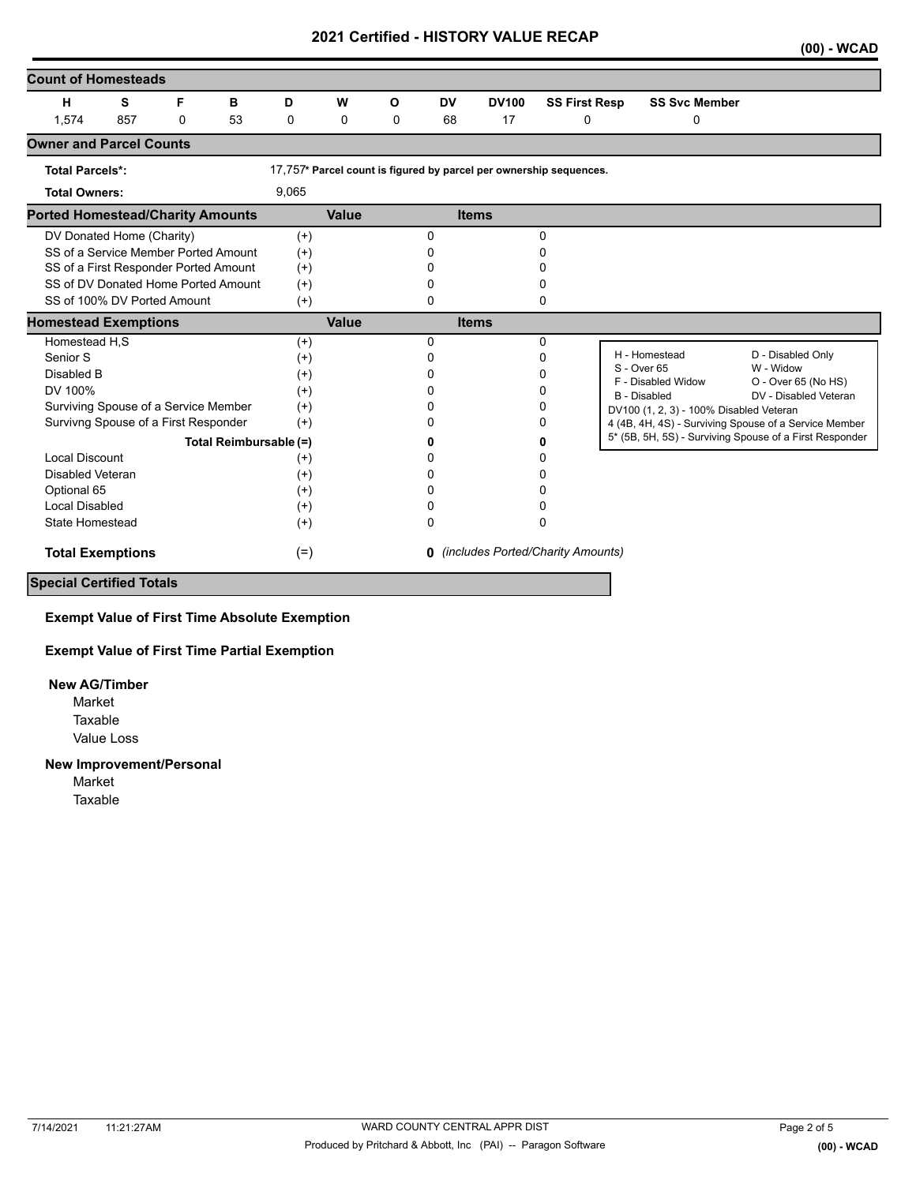# 2021 Certified - HISTORY VALUE RECAP

(00) - WCAD

## Count of Homesteads

| H | S | F | B | D | W | O | DV | DV100 | SS First Resp | SS Svc Member |
|---|---|---|---|---|---|---|---|---|---|---|
| 1,574 | 857 | 0 | 53 | 0 | 0 | 0 | 68 | 17 | 0 | 0 |

## Owner and Parcel Counts

**Total Parcels*:** 17,757* Parcel count is figured by parcel per ownership sequences.

**Total Owners:** 9,065

## Ported Homestead/Charity Amounts

| | | Value | Items |
|---|---|---|---|
| DV Donated Home (Charity) | (+) | 0 | 0 |
| SS of a Service Member Ported Amount | (+) | 0 | 0 |
| SS of a First Responder Ported Amount | (+) | 0 | 0 |
| SS of DV Donated Home Ported Amount | (+) | 0 | 0 |
| SS of 100% DV Ported Amount | (+) | 0 | 0 |

## Homestead Exemptions

| | | Value | Items |
|---|---|---|---|
| Homestead H,S | (+) | 0 | 0 |
| Senior S | (+) | 0 | 0 |
| Disabled B | (+) | 0 | 0 |
| DV 100% | (+) | 0 | 0 |
| Surviving Spouse of a Service Member | (+) | 0 | 0 |
| Survivng Spouse of a First Responder | (+) | 0 | 0 |
| **Total Reimbursable (=)** | | **0** | **0** |
| Local Discount | (+) | 0 | 0 |
| Disabled Veteran | (+) | 0 | 0 |
| Optional 65 | (+) | 0 | 0 |
| Local Disabled | (+) | 0 | 0 |
| State Homestead | (+) | 0 | 0 |
| **Total Exemptions** | (=) | **0** | *(includes Ported/Charity Amounts)* |

| | |
|---|---|
| H - Homestead | D - Disabled Only |
| S - Over 65 | W - Widow |
| F - Disabled Widow | O - Over 65 (No HS) |
| B - Disabled | DV - Disabled Veteran |

DV100 (1, 2, 3) - 100% Disabled Veteran
4 (4B, 4H, 4S) - Surviving Spouse of a Service Member
5* (5B, 5H, 5S) - Surviving Spouse of a First Responder

## Special Certified Totals

**Exempt Value of First Time Absolute Exemption**

**Exempt Value of First Time Partial Exemption**

**New AG/Timber**

- Market
- Taxable
- Value Loss

**New Improvement/Personal**

- Market
- Taxable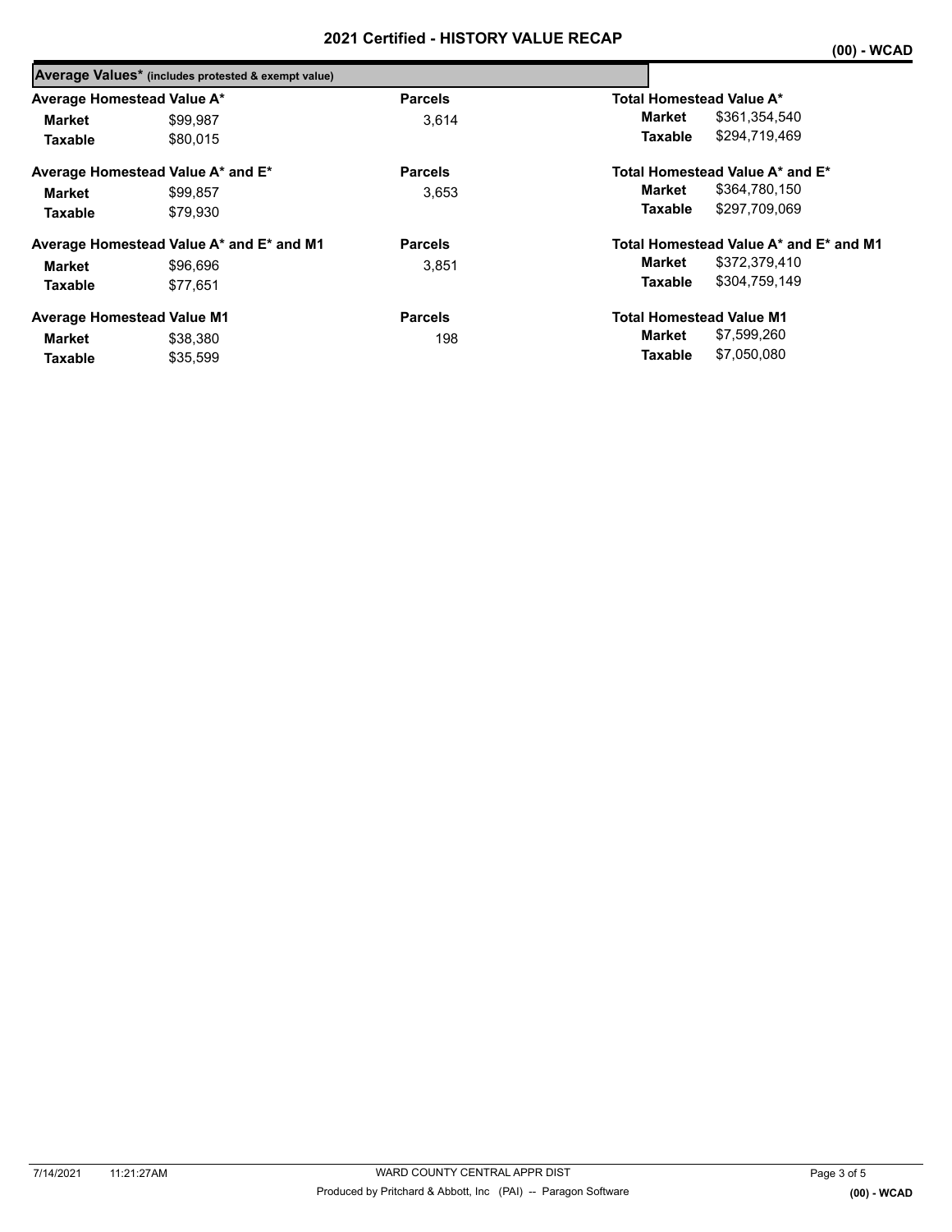# 2021 Certified - HISTORY VALUE RECAP

(00) - WCAD

## Average Values* (includes protested & exempt value)

| Average Homestead Value A* | | Parcels | Total Homestead Value A* | |
|---|---|---|---|---|
| **Market** | $99,987 | 3,614 | **Market** | $361,354,540 |
| **Taxable** | $80,015 | | **Taxable** | $294,719,469 |

| Average Homestead Value A* and E* | | Parcels | Total Homestead Value A* and E* | |
|---|---|---|---|---|
| **Market** | $99,857 | 3,653 | **Market** | $364,780,150 |
| **Taxable** | $79,930 | | **Taxable** | $297,709,069 |

| Average Homestead Value A* and E* and M1 | | Parcels | Total Homestead Value A* and E* and M1 | |
|---|---|---|---|---|
| **Market** | $96,696 | 3,851 | **Market** | $372,379,410 |
| **Taxable** | $77,651 | | **Taxable** | $304,759,149 |

| Average Homestead Value M1 | | Parcels | Total Homestead Value M1 | |
|---|---|---|---|---|
| **Market** | $38,380 | 198 | **Market** | $7,599,260 |
| **Taxable** | $35,599 | | **Taxable** | $7,050,080 |

7/14/2021 11:21:27AM WARD COUNTY CENTRAL APPR DIST

Produced by Pritchard & Abbott, Inc (PAI) -- Paragon Software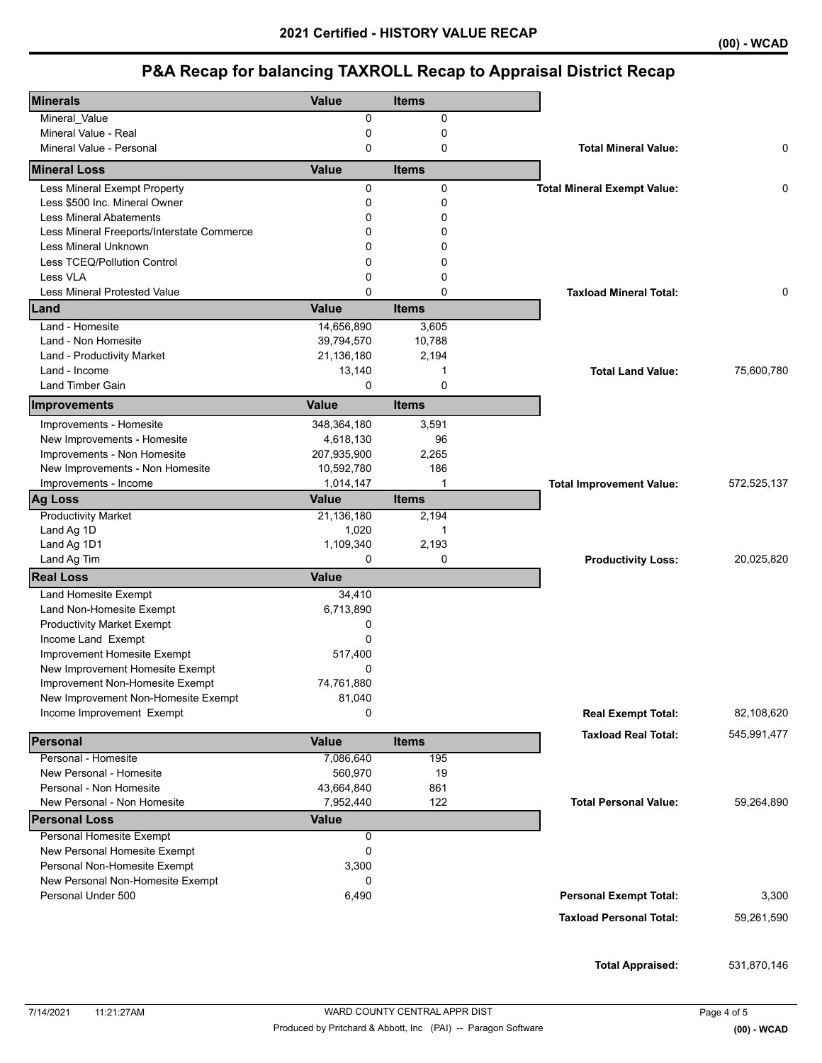# 2021 Certified - HISTORY VALUE RECAP

## P&A Recap for balancing TAXROLL Recap to Appraisal District Recap

| Minerals | Value | Items | | |
|---|---|---|---|---|
| Mineral_Value | 0 | 0 | | |
| Mineral Value - Real | 0 | 0 | | |
| Mineral Value - Personal | 0 | 0 | **Total Mineral Value:** | 0 |

| Mineral Loss | Value | Items | | |
|---|---|---|---|---|
| Less Mineral Exempt Property | 0 | 0 | **Total Mineral Exempt Value:** | 0 |
| Less $500 Inc. Mineral Owner | 0 | 0 | | |
| Less Mineral Abatements | 0 | 0 | | |
| Less Mineral Freeports/Interstate Commerce | 0 | 0 | | |
| Less Mineral Unknown | 0 | 0 | | |
| Less TCEQ/Pollution Control | 0 | 0 | | |
| Less VLA | 0 | 0 | | |
| Less Mineral Protested Value | 0 | 0 | **Taxload Mineral Total:** | 0 |

| Land | Value | Items | | |
|---|---|---|---|---|
| Land - Homesite | 14,656,890 | 3,605 | | |
| Land - Non Homesite | 39,794,570 | 10,788 | | |
| Land - Productivity Market | 21,136,180 | 2,194 | | |
| Land - Income | 13,140 | 1 | **Total Land Value:** | 75,600,780 |
| Land Timber Gain | 0 | 0 | | |

| Improvements | Value | Items | | |
|---|---|---|---|---|
| Improvements - Homesite | 348,364,180 | 3,591 | | |
| New Improvements - Homesite | 4,618,130 | 96 | | |
| Improvements - Non Homesite | 207,935,900 | 2,265 | | |
| New Improvements - Non Homesite | 10,592,780 | 186 | | |
| Improvements - Income | 1,014,147 | 1 | **Total Improvement Value:** | 572,525,137 |

| Ag Loss | Value | Items | | |
|---|---|---|---|---|
| Productivity Market | 21,136,180 | 2,194 | | |
| Land Ag 1D | 1,020 | 1 | | |
| Land Ag 1D1 | 1,109,340 | 2,193 | | |
| Land Ag Tim | 0 | 0 | **Productivity Loss:** | 20,025,820 |

| Real Loss | Value | | |
|---|---|---|---|
| Land Homesite Exempt | 34,410 | | |
| Land Non-Homesite Exempt | 6,713,890 | | |
| Productivity Market Exempt | 0 | | |
| Income Land Exempt | 0 | | |
| Improvement Homesite Exempt | 517,400 | | |
| New Improvement Homesite Exempt | 0 | | |
| Improvement Non-Homesite Exempt | 74,761,880 | | |
| New Improvement Non-Homesite Exempt | 81,040 | | |
| Income Improvement Exempt | 0 | **Real Exempt Total:** | 82,108,620 |
| | | **Taxload Real Total:** | 545,991,477 |

| Personal | Value | Items | | |
|---|---|---|---|---|
| Personal - Homesite | 7,086,640 | 195 | | |
| New Personal - Homesite | 560,970 | 19 | | |
| Personal - Non Homesite | 43,664,840 | 861 | | |
| New Personal - Non Homesite | 7,952,440 | 122 | **Total Personal Value:** | 59,264,890 |

| Personal Loss | Value | | |
|---|---|---|---|
| Personal Homesite Exempt | 0 | | |
| New Personal Homesite Exempt | 0 | | |
| Personal Non-Homesite Exempt | 3,300 | | |
| New Personal Non-Homesite Exempt | 0 | | |
| Personal Under 500 | 6,490 | **Personal Exempt Total:** | 3,300 |
| | | **Taxload Personal Total:** | 59,261,590 |

**Total Appraised:** 531,870,146

7/14/2021 11:21:27AM

WARD COUNTY CENTRAL APPR DIST

Produced by Pritchard & Abbott, Inc (PAI) -- Paragon Software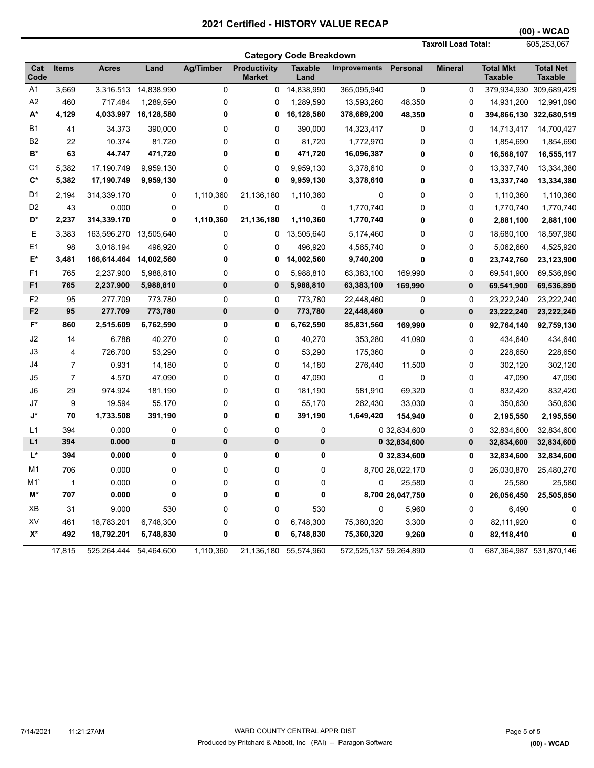# 2021 Certified - HISTORY VALUE RECAP

(00) - WCAD

**Taxroll Load Total:** 605,253,067

## Category Code Breakdown

| Cat Code | Items | Acres | Land | Ag/Timber | Productivity Market | Taxable Land | Improvements | Personal | Mineral | Total Mkt Taxable | Total Net Taxable |
|---|---|---|---|---|---|---|---|---|---|---|---|
| A1 | 3,669 | 3,316.513 | 14,838,990 | 0 | 0 | 14,838,990 | 365,095,940 | 0 | 0 | 379,934,930 | 309,689,429 |
| A2 | 460 | 717.484 | 1,289,590 | 0 | 0 | 1,289,590 | 13,593,260 | 48,350 | 0 | 14,931,200 | 12,991,090 |
| **A*** | **4,129** | **4,033.997** | **16,128,580** | **0** | **0** | **16,128,580** | **378,689,200** | **48,350** | **0** | **394,866,130** | **322,680,519** |
| B1 | 41 | 34.373 | 390,000 | 0 | 0 | 390,000 | 14,323,417 | 0 | 0 | 14,713,417 | 14,700,427 |
| B2 | 22 | 10.374 | 81,720 | 0 | 0 | 81,720 | 1,772,970 | 0 | 0 | 1,854,690 | 1,854,690 |
| **B*** | **63** | **44.747** | **471,720** | **0** | **0** | **471,720** | **16,096,387** | **0** | **0** | **16,568,107** | **16,555,117** |
| C1 | 5,382 | 17,190.749 | 9,959,130 | 0 | 0 | 9,959,130 | 3,378,610 | 0 | 0 | 13,337,740 | 13,334,380 |
| **C*** | **5,382** | **17,190.749** | **9,959,130** | **0** | **0** | **9,959,130** | **3,378,610** | **0** | **0** | **13,337,740** | **13,334,380** |
| D1 | 2,194 | 314,339.170 | 0 | 1,110,360 | 21,136,180 | 1,110,360 | 0 | 0 | 0 | 1,110,360 | 1,110,360 |
| D2 | 43 | 0.000 | 0 | 0 | 0 | 0 | 1,770,740 | 0 | 0 | 1,770,740 | 1,770,740 |
| **D*** | **2,237** | **314,339.170** | **0** | **1,110,360** | **21,136,180** | **1,110,360** | **1,770,740** | **0** | **0** | **2,881,100** | **2,881,100** |
| E | 3,383 | 163,596.270 | 13,505,640 | 0 | 0 | 13,505,640 | 5,174,460 | 0 | 0 | 18,680,100 | 18,597,980 |
| E1 | 98 | 3,018.194 | 496,920 | 0 | 0 | 496,920 | 4,565,740 | 0 | 0 | 5,062,660 | 4,525,920 |
| **E*** | **3,481** | **166,614.464** | **14,002,560** | **0** | **0** | **14,002,560** | **9,740,200** | **0** | **0** | **23,742,760** | **23,123,900** |
| F1 | 765 | 2,237.900 | 5,988,810 | 0 | 0 | 5,988,810 | 63,383,100 | 169,990 | 0 | 69,541,900 | 69,536,890 |
| **F1** | **765** | **2,237.900** | **5,988,810** | **0** | **0** | **5,988,810** | **63,383,100** | **169,990** | **0** | **69,541,900** | **69,536,890** |
| F2 | 95 | 277.709 | 773,780 | 0 | 0 | 773,780 | 22,448,460 | 0 | 0 | 23,222,240 | 23,222,240 |
| **F2** | **95** | **277.709** | **773,780** | **0** | **0** | **773,780** | **22,448,460** | **0** | **0** | **23,222,240** | **23,222,240** |
| **F*** | **860** | **2,515.609** | **6,762,590** | **0** | **0** | **6,762,590** | **85,831,560** | **169,990** | **0** | **92,764,140** | **92,759,130** |
| J2 | 14 | 6.788 | 40,270 | 0 | 0 | 40,270 | 353,280 | 41,090 | 0 | 434,640 | 434,640 |
| J3 | 4 | 726.700 | 53,290 | 0 | 0 | 53,290 | 175,360 | 0 | 0 | 228,650 | 228,650 |
| J4 | 7 | 0.931 | 14,180 | 0 | 0 | 14,180 | 276,440 | 11,500 | 0 | 302,120 | 302,120 |
| J5 | 7 | 4.570 | 47,090 | 0 | 0 | 47,090 | 0 | 0 | 0 | 47,090 | 47,090 |
| J6 | 29 | 974.924 | 181,190 | 0 | 0 | 181,190 | 581,910 | 69,320 | 0 | 832,420 | 832,420 |
| J7 | 9 | 19.594 | 55,170 | 0 | 0 | 55,170 | 262,430 | 33,030 | 0 | 350,630 | 350,630 |
| **J*** | **70** | **1,733.508** | **391,190** | **0** | **0** | **391,190** | **1,649,420** | **154,940** | **0** | **2,195,550** | **2,195,550** |
| L1 | 394 | 0.000 | 0 | 0 | 0 | 0 | 0 | 32,834,600 | 0 | 32,834,600 | 32,834,600 |
| **L1** | **394** | **0.000** | **0** | **0** | **0** | **0** | **0** | **32,834,600** | **0** | **32,834,600** | **32,834,600** |
| **L*** | **394** | **0.000** | **0** | **0** | **0** | **0** | **0** | **32,834,600** | **0** | **32,834,600** | **32,834,600** |
| M1 | 706 | 0.000 | 0 | 0 | 0 | 0 | 8,700 | 26,022,170 | 0 | 26,030,870 | 25,480,270 |
| M1` | 1 | 0.000 | 0 | 0 | 0 | 0 | 0 | 25,580 | 0 | 25,580 | 25,580 |
| **M*** | **707** | **0.000** | **0** | **0** | **0** | **0** | **8,700** | **26,047,750** | **0** | **26,056,450** | **25,505,850** |
| XB | 31 | 9.000 | 530 | 0 | 0 | 530 | 0 | 5,960 | 0 | 6,490 | 0 |
| XV | 461 | 18,783.201 | 6,748,300 | 0 | 0 | 6,748,300 | 75,360,320 | 3,300 | 0 | 82,111,920 | 0 |
| **X*** | **492** | **18,792.201** | **6,748,830** | **0** | **0** | **6,748,830** | **75,360,320** | **9,260** | **0** | **82,118,410** | **0** |
| | 17,815 | 525,264.444 | 54,464,600 | 1,110,360 | 21,136,180 | 55,574,960 | 572,525,137 | 59,264,890 | 0 | 687,364,987 | 531,870,146 |

7/14/2021 11:21:27AM

WARD COUNTY CENTRAL APPR DIST

Produced by Pritchard & Abbott, Inc (PAI) -- Paragon Software